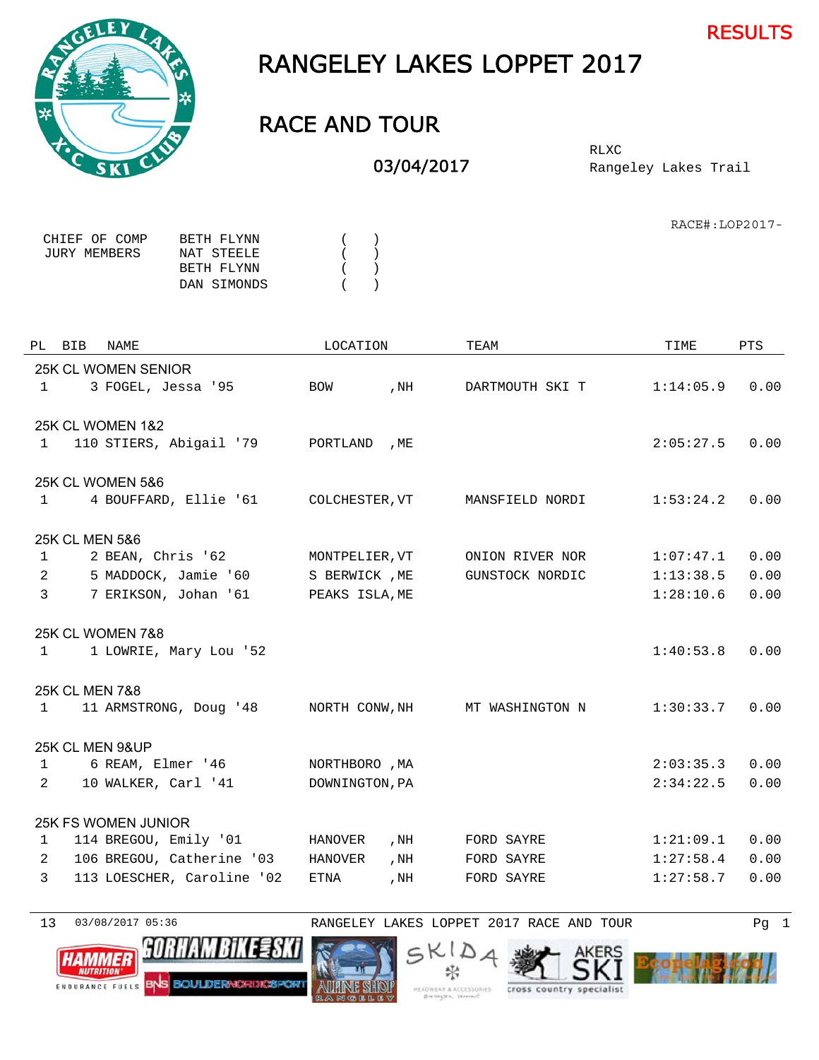RESULTS

# RANGELEY LAKES LOPPET 2017

## RACE AND TOUR

03/04/2017

RLXC
Rangeley Lakes Trail

RACE#:LOP2017-

| | | |
|---|---|---|
| CHIEF OF COMP | BETH FLYNN | ( ) |
| JURY MEMBERS | NAT STEELE | ( ) |
| | BETH FLYNN | ( ) |
| | DAN SIMONDS | ( ) |

| PL | BIB | NAME | LOCATION | TEAM | TIME | PTS |
|---|---|---|---|---|---|---|
| **25K CL WOMEN SENIOR** | | | | | | |
| 1 | 3 | FOGEL, Jessa '95 | BOW ,NH | DARTMOUTH SKI T | 1:14:05.9 | 0.00 |
| **25K CL WOMEN 1&2** | | | | | | |
| 1 | 110 | STIERS, Abigail '79 | PORTLAND ,ME | | 2:05:27.5 | 0.00 |
| **25K CL WOMEN 5&6** | | | | | | |
| 1 | 4 | BOUFFARD, Ellie '61 | COLCHESTER,VT | MANSFIELD NORDI | 1:53:24.2 | 0.00 |
| **25K CL MEN 5&6** | | | | | | |
| 1 | 2 | BEAN, Chris '62 | MONTPELIER,VT | ONION RIVER NOR | 1:07:47.1 | 0.00 |
| 2 | 5 | MADDOCK, Jamie '60 | S BERWICK ,ME | GUNSTOCK NORDIC | 1:13:38.5 | 0.00 |
| 3 | 7 | ERIKSON, Johan '61 | PEAKS ISLA,ME | | 1:28:10.6 | 0.00 |
| **25K CL WOMEN 7&8** | | | | | | |
| 1 | 1 | LOWRIE, Mary Lou '52 | | | 1:40:53.8 | 0.00 |
| **25K CL MEN 7&8** | | | | | | |
| 1 | 11 | ARMSTRONG, Doug '48 | NORTH CONW,NH | MT WASHINGTON N | 1:30:33.7 | 0.00 |
| **25K CL MEN 9&UP** | | | | | | |
| 1 | 6 | REAM, Elmer '46 | NORTHBORO ,MA | | 2:03:35.3 | 0.00 |
| 2 | 10 | WALKER, Carl '41 | DOWNINGTON,PA | | 2:34:22.5 | 0.00 |
| **25K FS WOMEN JUNIOR** | | | | | | |
| 1 | 114 | BREGOU, Emily '01 | HANOVER ,NH | FORD SAYRE | 1:21:09.1 | 0.00 |
| 2 | 106 | BREGOU, Catherine '03 | HANOVER ,NH | FORD SAYRE | 1:27:58.4 | 0.00 |
| 3 | 113 | LOESCHER, Caroline '02 | ETNA ,NH | FORD SAYRE | 1:27:58.7 | 0.00 |

13 03/08/2017 05:36 RANGELEY LAKES LOPPET 2017 RACE AND TOUR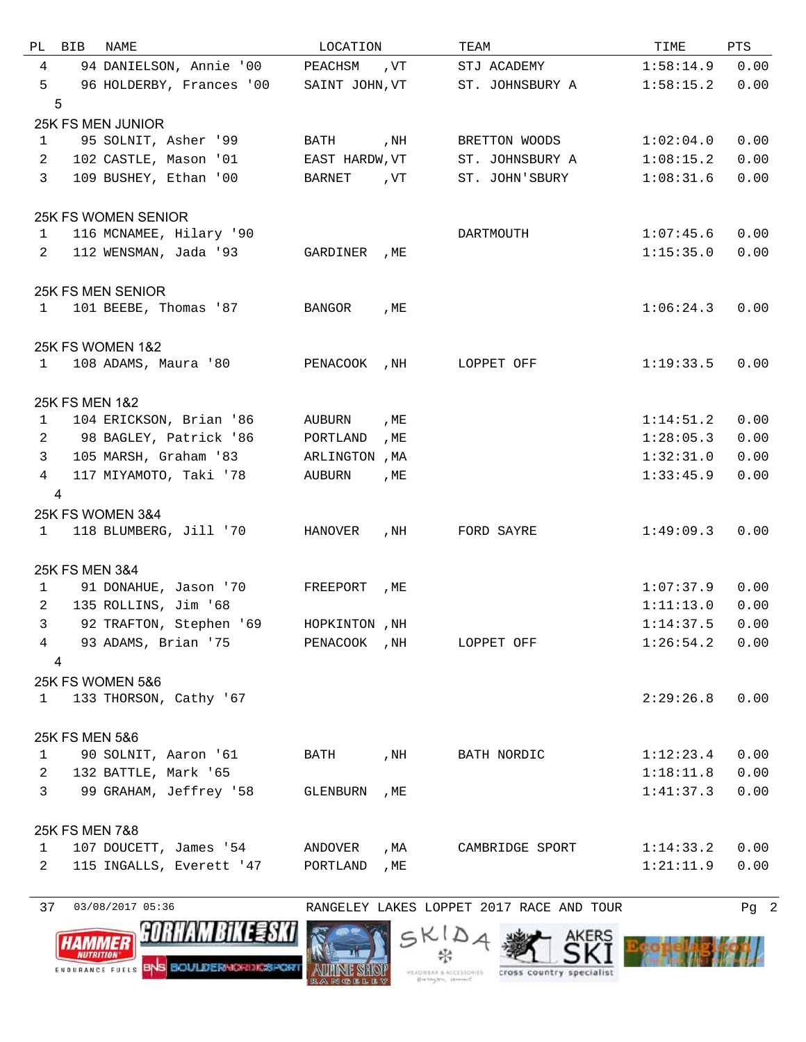| PL | BIB | NAME | LOCATION | TEAM | TIME | PTS |
|---|---|---|---|---|---|---|
| 4 | 94 | DANIELSON, Annie '00 | PEACHSM , VT | STJ ACADEMY | 1:58:14.9 | 0.00 |
| 5 | 96 | HOLDERBY, Frances '00 | SAINT JOHN, VT | ST. JOHNSBURY A | 1:58:15.2 | 0.00 |

5

## 25K FS MEN JUNIOR

| PL | BIB | NAME | LOCATION | TEAM | TIME | PTS |
|---|---|---|---|---|---|---|
| 1 | 95 | SOLNIT, Asher '99 | BATH , NH | BRETTON WOODS | 1:02:04.0 | 0.00 |
| 2 | 102 | CASTLE, Mason '01 | EAST HARDW, VT | ST. JOHNSBURY A | 1:08:15.2 | 0.00 |
| 3 | 109 | BUSHEY, Ethan '00 | BARNET , VT | ST. JOHN'SBURY | 1:08:31.6 | 0.00 |

## 25K FS WOMEN SENIOR

| PL | BIB | NAME | LOCATION | TEAM | TIME | PTS |
|---|---|---|---|---|---|---|
| 1 | 116 | MCNAMEE, Hilary '90 | | DARTMOUTH | 1:07:45.6 | 0.00 |
| 2 | 112 | WENSMAN, Jada '93 | GARDINER , ME | | 1:15:35.0 | 0.00 |

## 25K FS MEN SENIOR

| PL | BIB | NAME | LOCATION | TEAM | TIME | PTS |
|---|---|---|---|---|---|---|
| 1 | 101 | BEEBE, Thomas '87 | BANGOR , ME | | 1:06:24.3 | 0.00 |

## 25K FS WOMEN 1&2

| PL | BIB | NAME | LOCATION | TEAM | TIME | PTS |
|---|---|---|---|---|---|---|
| 1 | 108 | ADAMS, Maura '80 | PENACOOK , NH | LOPPET OFF | 1:19:33.5 | 0.00 |

## 25K FS MEN 1&2

| PL | BIB | NAME | LOCATION | TEAM | TIME | PTS |
|---|---|---|---|---|---|---|
| 1 | 104 | ERICKSON, Brian '86 | AUBURN , ME | | 1:14:51.2 | 0.00 |
| 2 | 98 | BAGLEY, Patrick '86 | PORTLAND , ME | | 1:28:05.3 | 0.00 |
| 3 | 105 | MARSH, Graham '83 | ARLINGTON , MA | | 1:32:31.0 | 0.00 |
| 4 | 117 | MIYAMOTO, Taki '78 | AUBURN , ME | | 1:33:45.9 | 0.00 |

4

## 25K FS WOMEN 3&4

| PL | BIB | NAME | LOCATION | TEAM | TIME | PTS |
|---|---|---|---|---|---|---|
| 1 | 118 | BLUMBERG, Jill '70 | HANOVER , NH | FORD SAYRE | 1:49:09.3 | 0.00 |

## 25K FS MEN 3&4

| PL | BIB | NAME | LOCATION | TEAM | TIME | PTS |
|---|---|---|---|---|---|---|
| 1 | 91 | DONAHUE, Jason '70 | FREEPORT , ME | | 1:07:37.9 | 0.00 |
| 2 | 135 | ROLLINS, Jim '68 | | | 1:11:13.0 | 0.00 |
| 3 | 92 | TRAFTON, Stephen '69 | HOPKINTON , NH | | 1:14:37.5 | 0.00 |
| 4 | 93 | ADAMS, Brian '75 | PENACOOK , NH | LOPPET OFF | 1:26:54.2 | 0.00 |

4

## 25K FS WOMEN 5&6

| PL | BIB | NAME | LOCATION | TEAM | TIME | PTS |
|---|---|---|---|---|---|---|
| 1 | 133 | THORSON, Cathy '67 | | | 2:29:26.8 | 0.00 |

## 25K FS MEN 5&6

| PL | BIB | NAME | LOCATION | TEAM | TIME | PTS |
|---|---|---|---|---|---|---|
| 1 | 90 | SOLNIT, Aaron '61 | BATH , NH | BATH NORDIC | 1:12:23.4 | 0.00 |
| 2 | 132 | BATTLE, Mark '65 | | | 1:18:11.8 | 0.00 |
| 3 | 99 | GRAHAM, Jeffrey '58 | GLENBURN , ME | | 1:41:37.3 | 0.00 |

## 25K FS MEN 7&8

| PL | BIB | NAME | LOCATION | TEAM | TIME | PTS |
|---|---|---|---|---|---|---|
| 1 | 107 | DOUCETT, James '54 | ANDOVER , MA | CAMBRIDGE SPORT | 1:14:33.2 | 0.00 |
| 2 | 115 | INGALLS, Everett '47 | PORTLAND , ME | | 1:21:11.9 | 0.00 |

37 03/08/2017 05:36 RANGELEY LAKES LOPPET 2017 RACE AND TOUR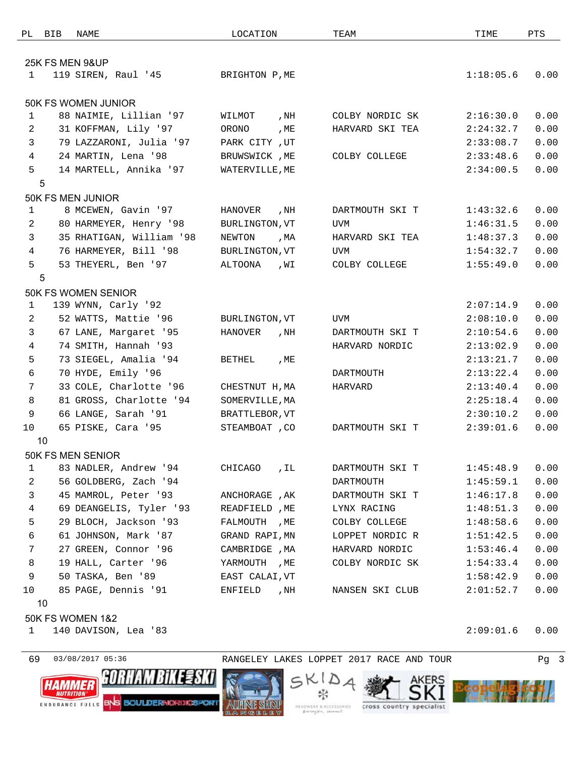| PL | BIB | NAME | LOCATION | TEAM | TIME | PTS |
|---|---|---|---|---|---|---|

### 25K FS MEN 9&UP

| PL | BIB | NAME | LOCATION | TEAM | TIME | PTS |
|---|---|---|---|---|---|---|
| 1 | 119 | SIREN, Raul '45 | BRIGHTON P,ME | | 1:18:05.6 | 0.00 |

### 50K FS WOMEN JUNIOR

| PL | BIB | NAME | LOCATION | TEAM | TIME | PTS |
|---|---|---|---|---|---|---|
| 1 | 88 | NAIMIE, Lillian '97 | WILMOT ,NH | COLBY NORDIC SK | 2:16:30.0 | 0.00 |
| 2 | 31 | KOFFMAN, Lily '97 | ORONO ,ME | HARVARD SKI TEA | 2:24:32.7 | 0.00 |
| 3 | 79 | LAZZARONI, Julia '97 | PARK CITY ,UT | | 2:33:08.7 | 0.00 |
| 4 | 24 | MARTIN, Lena '98 | BRUWSWICK ,ME | COLBY COLLEGE | 2:33:48.6 | 0.00 |
| 5 | 14 | MARTELL, Annika '97 | WATERVILLE,ME | | 2:34:00.5 | 0.00 |

5

### 50K FS MEN JUNIOR

| PL | BIB | NAME | LOCATION | TEAM | TIME | PTS |
|---|---|---|---|---|---|---|
| 1 | 8 | MCEWEN, Gavin '97 | HANOVER ,NH | DARTMOUTH SKI T | 1:43:32.6 | 0.00 |
| 2 | 80 | HARMEYER, Henry '98 | BURLINGTON,VT | UVM | 1:46:31.5 | 0.00 |
| 3 | 35 | RHATIGAN, William '98 | NEWTON ,MA | HARVARD SKI TEA | 1:48:37.3 | 0.00 |
| 4 | 76 | HARMEYER, Bill '98 | BURLINGTON,VT | UVM | 1:54:32.7 | 0.00 |
| 5 | 53 | THEYERL, Ben '97 | ALTOONA ,WI | COLBY COLLEGE | 1:55:49.0 | 0.00 |

5

### 50K FS WOMEN SENIOR

| PL | BIB | NAME | LOCATION | TEAM | TIME | PTS |
|---|---|---|---|---|---|---|
| 1 | 139 | WYNN, Carly '92 | | | 2:07:14.9 | 0.00 |
| 2 | 52 | WATTS, Mattie '96 | BURLINGTON,VT | UVM | 2:08:10.0 | 0.00 |
| 3 | 67 | LANE, Margaret '95 | HANOVER ,NH | DARTMOUTH SKI T | 2:10:54.6 | 0.00 |
| 4 | 74 | SMITH, Hannah '93 | | HARVARD NORDIC | 2:13:02.9 | 0.00 |
| 5 | 73 | SIEGEL, Amalia '94 | BETHEL ,ME | | 2:13:21.7 | 0.00 |
| 6 | 70 | HYDE, Emily '96 | | DARTMOUTH | 2:13:22.4 | 0.00 |
| 7 | 33 | COLE, Charlotte '96 | CHESTNUT H,MA | HARVARD | 2:13:40.4 | 0.00 |
| 8 | 81 | GROSS, Charlotte '94 | SOMERVILLE,MA | | 2:25:18.4 | 0.00 |
| 9 | 66 | LANGE, Sarah '91 | BRATTLEBOR,VT | | 2:30:10.2 | 0.00 |
| 10 | 65 | PISKE, Cara '95 | STEAMBOAT ,CO | DARTMOUTH SKI T | 2:39:01.6 | 0.00 |

10

### 50K FS MEN SENIOR

| PL | BIB | NAME | LOCATION | TEAM | TIME | PTS |
|---|---|---|---|---|---|---|
| 1 | 83 | NADLER, Andrew '94 | CHICAGO ,IL | DARTMOUTH SKI T | 1:45:48.9 | 0.00 |
| 2 | 56 | GOLDBERG, Zach '94 | | DARTMOUTH | 1:45:59.1 | 0.00 |
| 3 | 45 | MAMROL, Peter '93 | ANCHORAGE ,AK | DARTMOUTH SKI T | 1:46:17.8 | 0.00 |
| 4 | 69 | DEANGELIS, Tyler '93 | READFIELD ,ME | LYNX RACING | 1:48:51.3 | 0.00 |
| 5 | 29 | BLOCH, Jackson '93 | FALMOUTH ,ME | COLBY COLLEGE | 1:48:58.6 | 0.00 |
| 6 | 61 | JOHNSON, Mark '87 | GRAND RAPI,MN | LOPPET NORDIC R | 1:51:42.5 | 0.00 |
| 7 | 27 | GREEN, Connor '96 | CAMBRIDGE ,MA | HARVARD NORDIC | 1:53:46.4 | 0.00 |
| 8 | 19 | HALL, Carter '96 | YARMOUTH ,ME | COLBY NORDIC SK | 1:54:33.4 | 0.00 |
| 9 | 50 | TASKA, Ben '89 | EAST CALAI,VT | | 1:58:42.9 | 0.00 |
| 10 | 85 | PAGE, Dennis '91 | ENFIELD ,NH | NANSEN SKI CLUB | 2:01:52.7 | 0.00 |

10

### 50K FS WOMEN 1&2

| PL | BIB | NAME | LOCATION | TEAM | TIME | PTS |
|---|---|---|---|---|---|---|
| 1 | 140 | DAVISON, Lea '83 | | | 2:09:01.6 | 0.00 |

69 03/08/2017 05:36 RANGELEY LAKES LOPPET 2017 RACE AND TOUR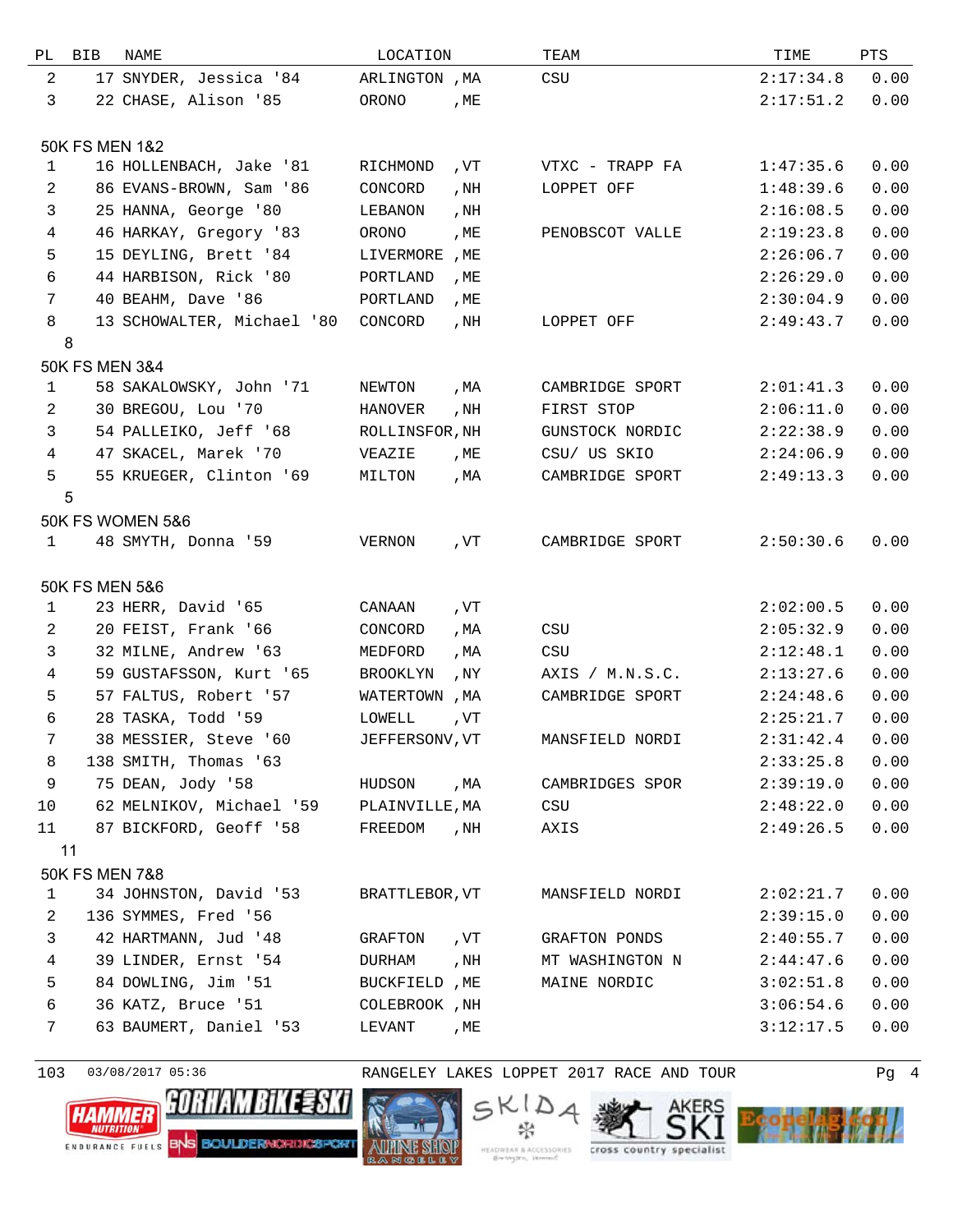| PL | BIB | NAME | LOCATION | TEAM | TIME | PTS |
|---|---|---|---|---|---|---|
| 2 | 17 | SNYDER, Jessica '84 | ARLINGTON ,MA | CSU | 2:17:34.8 | 0.00 |
| 3 | 22 | CHASE, Alison '85 | ORONO ,ME | | 2:17:51.2 | 0.00 |

### 50K FS MEN 1&2

| PL | BIB | NAME | LOCATION | TEAM | TIME | PTS |
|---|---|---|---|---|---|---|
| 1 | 16 | HOLLENBACH, Jake '81 | RICHMOND ,VT | VTXC - TRAPP FA | 1:47:35.6 | 0.00 |
| 2 | 86 | EVANS-BROWN, Sam '86 | CONCORD ,NH | LOPPET OFF | 1:48:39.6 | 0.00 |
| 3 | 25 | HANNA, George '80 | LEBANON ,NH | | 2:16:08.5 | 0.00 |
| 4 | 46 | HARKAY, Gregory '83 | ORONO ,ME | PENOBSCOT VALLE | 2:19:23.8 | 0.00 |
| 5 | 15 | DEYLING, Brett '84 | LIVERMORE ,ME | | 2:26:06.7 | 0.00 |
| 6 | 44 | HARBISON, Rick '80 | PORTLAND ,ME | | 2:26:29.0 | 0.00 |
| 7 | 40 | BEAHM, Dave '86 | PORTLAND ,ME | | 2:30:04.9 | 0.00 |
| 8 | 13 | SCHOWALTER, Michael '80 | CONCORD ,NH | LOPPET OFF | 2:49:43.7 | 0.00 |

8

### 50K FS MEN 3&4

| PL | BIB | NAME | LOCATION | TEAM | TIME | PTS |
|---|---|---|---|---|---|---|
| 1 | 58 | SAKALOWSKY, John '71 | NEWTON ,MA | CAMBRIDGE SPORT | 2:01:41.3 | 0.00 |
| 2 | 30 | BREGOU, Lou '70 | HANOVER ,NH | FIRST STOP | 2:06:11.0 | 0.00 |
| 3 | 54 | PALLEIKO, Jeff '68 | ROLLINSFOR,NH | GUNSTOCK NORDIC | 2:22:38.9 | 0.00 |
| 4 | 47 | SKACEL, Marek '70 | VEAZIE ,ME | CSU/ US SKIO | 2:24:06.9 | 0.00 |
| 5 | 55 | KRUEGER, Clinton '69 | MILTON ,MA | CAMBRIDGE SPORT | 2:49:13.3 | 0.00 |

5

### 50K FS WOMEN 5&6

| PL | BIB | NAME | LOCATION | TEAM | TIME | PTS |
|---|---|---|---|---|---|---|
| 1 | 48 | SMYTH, Donna '59 | VERNON ,VT | CAMBRIDGE SPORT | 2:50:30.6 | 0.00 |

### 50K FS MEN 5&6

| PL | BIB | NAME | LOCATION | TEAM | TIME | PTS |
|---|---|---|---|---|---|---|
| 1 | 23 | HERR, David '65 | CANAAN ,VT | | 2:02:00.5 | 0.00 |
| 2 | 20 | FEIST, Frank '66 | CONCORD ,MA | CSU | 2:05:32.9 | 0.00 |
| 3 | 32 | MILNE, Andrew '63 | MEDFORD ,MA | CSU | 2:12:48.1 | 0.00 |
| 4 | 59 | GUSTAFSSON, Kurt '65 | BROOKLYN ,NY | AXIS / M.N.S.C. | 2:13:27.6 | 0.00 |
| 5 | 57 | FALTUS, Robert '57 | WATERTOWN ,MA | CAMBRIDGE SPORT | 2:24:48.6 | 0.00 |
| 6 | 28 | TASKA, Todd '59 | LOWELL ,VT | | 2:25:21.7 | 0.00 |
| 7 | 38 | MESSIER, Steve '60 | JEFFERSONV,VT | MANSFIELD NORDI | 2:31:42.4 | 0.00 |
| 8 | 138 | SMITH, Thomas '63 | | | 2:33:25.8 | 0.00 |
| 9 | 75 | DEAN, Jody '58 | HUDSON ,MA | CAMBRIDGES SPOR | 2:39:19.0 | 0.00 |
| 10 | 62 | MELNIKOV, Michael '59 | PLAINVILLE,MA | CSU | 2:48:22.0 | 0.00 |
| 11 | 87 | BICKFORD, Geoff '58 | FREEDOM ,NH | AXIS | 2:49:26.5 | 0.00 |

11

### 50K FS MEN 7&8

| PL | BIB | NAME | LOCATION | TEAM | TIME | PTS |
|---|---|---|---|---|---|---|
| 1 | 34 | JOHNSTON, David '53 | BRATTLEBOR,VT | MANSFIELD NORDI | 2:02:21.7 | 0.00 |
| 2 | 136 | SYMMES, Fred '56 | | | 2:39:15.0 | 0.00 |
| 3 | 42 | HARTMANN, Jud '48 | GRAFTON ,VT | GRAFTON PONDS | 2:40:55.7 | 0.00 |
| 4 | 39 | LINDER, Ernst '54 | DURHAM ,NH | MT WASHINGTON N | 2:44:47.6 | 0.00 |
| 5 | 84 | DOWLING, Jim '51 | BUCKFIELD ,ME | MAINE NORDIC | 3:02:51.8 | 0.00 |
| 6 | 36 | KATZ, Bruce '51 | COLEBROOK ,NH | | 3:06:54.6 | 0.00 |
| 7 | 63 | BAUMERT, Daniel '53 | LEVANT ,ME | | 3:12:17.5 | 0.00 |

103 03/08/2017 05:36 RANGELEY LAKES LOPPET 2017 RACE AND TOUR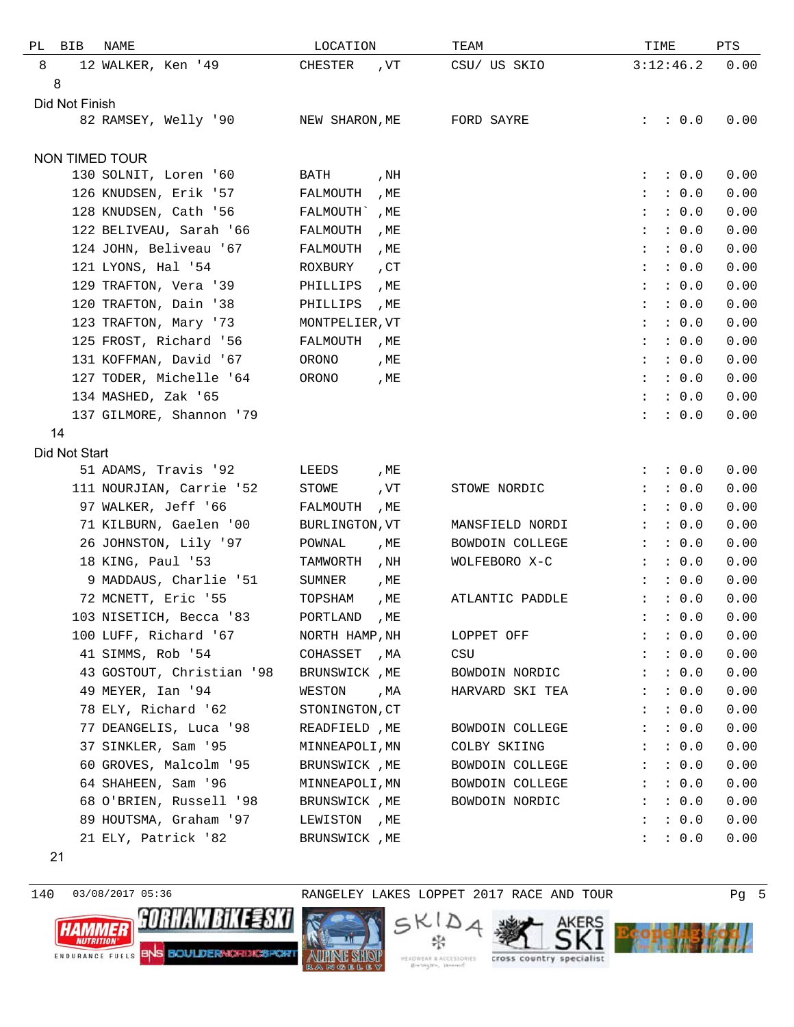| PL | BIB | NAME | LOCATION | TEAM | TIME | PTS |
|---|---|---|---|---|---|---|
| 8 | 12 | WALKER, Ken '49 | CHESTER , VT | CSU/ US SKIO | 3:12:46.2 | 0.00 |

8

Did Not Finish

| | | | | | |
|---|---|---|---|---|---|
| 82 | RAMSEY, Welly '90 | NEW SHARON, ME | FORD SAYRE | : : 0.0 | 0.00 |

NON TIMED TOUR

| | | | | | |
|---|---|---|---|---|---|
| 130 | SOLNIT, Loren '60 | BATH , NH | | : : 0.0 | 0.00 |
| 126 | KNUDSEN, Erik '57 | FALMOUTH , ME | | : : 0.0 | 0.00 |
| 128 | KNUDSEN, Cath '56 | FALMOUTH` , ME | | : : 0.0 | 0.00 |
| 122 | BELIVEAU, Sarah '66 | FALMOUTH , ME | | : : 0.0 | 0.00 |
| 124 | JOHN, Beliveau '67 | FALMOUTH , ME | | : : 0.0 | 0.00 |
| 121 | LYONS, Hal '54 | ROXBURY , CT | | : : 0.0 | 0.00 |
| 129 | TRAFTON, Vera '39 | PHILLIPS , ME | | : : 0.0 | 0.00 |
| 120 | TRAFTON, Dain '38 | PHILLIPS , ME | | : : 0.0 | 0.00 |
| 123 | TRAFTON, Mary '73 | MONTPELIER, VT | | : : 0.0 | 0.00 |
| 125 | FROST, Richard '56 | FALMOUTH , ME | | : : 0.0 | 0.00 |
| 131 | KOFFMAN, David '67 | ORONO , ME | | : : 0.0 | 0.00 |
| 127 | TODER, Michelle '64 | ORONO , ME | | : : 0.0 | 0.00 |
| 134 | MASHED, Zak '65 | | | : : 0.0 | 0.00 |
| 137 | GILMORE, Shannon '79 | | | : : 0.0 | 0.00 |

14

Did Not Start

| | | | | | |
|---|---|---|---|---|---|
| 51 | ADAMS, Travis '92 | LEEDS , ME | | : : 0.0 | 0.00 |
| 111 | NOURJIAN, Carrie '52 | STOWE , VT | STOWE NORDIC | : : 0.0 | 0.00 |
| 97 | WALKER, Jeff '66 | FALMOUTH , ME | | : : 0.0 | 0.00 |
| 71 | KILBURN, Gaelen '00 | BURLINGTON, VT | MANSFIELD NORDI | : : 0.0 | 0.00 |
| 26 | JOHNSTON, Lily '97 | POWNAL , ME | BOWDOIN COLLEGE | : : 0.0 | 0.00 |
| 18 | KING, Paul '53 | TAMWORTH , NH | WOLFEBORO X-C | : : 0.0 | 0.00 |
| 9 | MADDAUS, Charlie '51 | SUMNER , ME | | : : 0.0 | 0.00 |
| 72 | MCNETT, Eric '55 | TOPSHAM , ME | ATLANTIC PADDLE | : : 0.0 | 0.00 |
| 103 | NISETICH, Becca '83 | PORTLAND , ME | | : : 0.0 | 0.00 |
| 100 | LUFF, Richard '67 | NORTH HAMP, NH | LOPPET OFF | : : 0.0 | 0.00 |
| 41 | SIMMS, Rob '54 | COHASSET , MA | CSU | : : 0.0 | 0.00 |
| 43 | GOSTOUT, Christian '98 | BRUNSWICK , ME | BOWDOIN NORDIC | : : 0.0 | 0.00 |
| 49 | MEYER, Ian '94 | WESTON , MA | HARVARD SKI TEA | : : 0.0 | 0.00 |
| 78 | ELY, Richard '62 | STONINGTON, CT | | : : 0.0 | 0.00 |
| 77 | DEANGELIS, Luca '98 | READFIELD , ME | BOWDOIN COLLEGE | : : 0.0 | 0.00 |
| 37 | SINKLER, Sam '95 | MINNEAPOLI, MN | COLBY SKIING | : : 0.0 | 0.00 |
| 60 | GROVES, Malcolm '95 | BRUNSWICK , ME | BOWDOIN COLLEGE | : : 0.0 | 0.00 |
| 64 | SHAHEEN, Sam '96 | MINNEAPOLI, MN | BOWDOIN COLLEGE | : : 0.0 | 0.00 |
| 68 | O'BRIEN, Russell '98 | BRUNSWICK , ME | BOWDOIN NORDIC | : : 0.0 | 0.00 |
| 89 | HOUTSMA, Graham '97 | LEWISTON , ME | | : : 0.0 | 0.00 |
| 21 | ELY, Patrick '82 | BRUNSWICK , ME | | : : 0.0 | 0.00 |

21

140 03/08/2017 05:36 RANGELEY LAKES LOPPET 2017 RACE AND TOUR